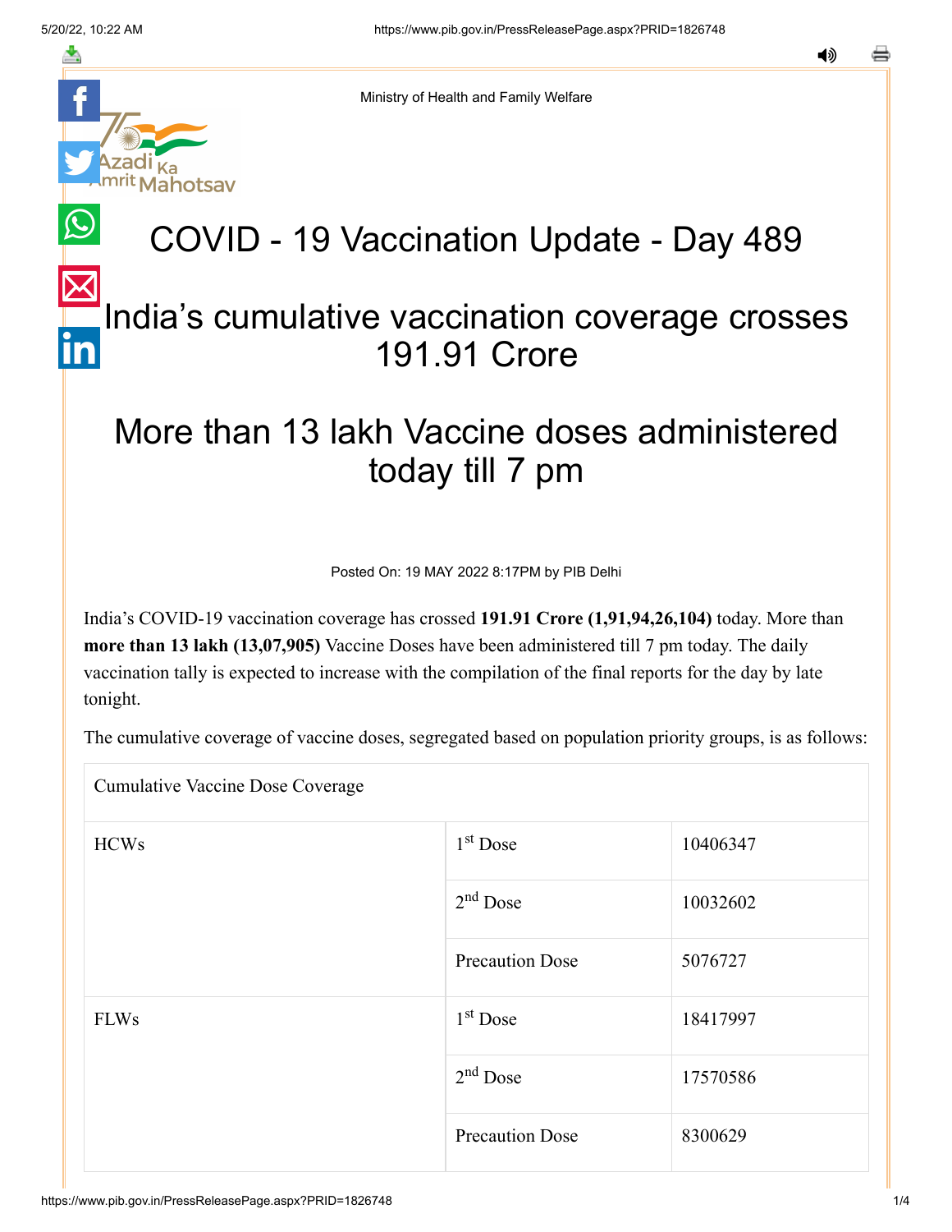Ministry of Health and Family Welfare

# COVID - 19 Vaccination Update - Day 489

## India's cumulative vaccination coverage crosses 191.91 Crore

## More than 13 lakh Vaccine doses administered today till 7 pm

Posted On: 19 MAY 2022 8:17PM by PIB Delhi

India's COVID-19 vaccination coverage has crossed **191.91 Crore (1,91,94,26,104)** today. More than **more than 13 lakh (13,07,905)** Vaccine Doses have been administered till 7 pm today. The daily vaccination tally is expected to increase with the compilation of the final reports for the day by late tonight.

The cumulative coverage of vaccine doses, segregated based on population priority groups, is as follows:

| Cumulative Vaccine Dose Coverage | | |
|---|---|---|
| HCWs | 1st Dose | 10406347 |
| | 2nd Dose | 10032602 |
| | Precaution Dose | 5076727 |
| FLWs | 1st Dose | 18417997 |
| | 2nd Dose | 17570586 |
| | Precaution Dose | 8300629 |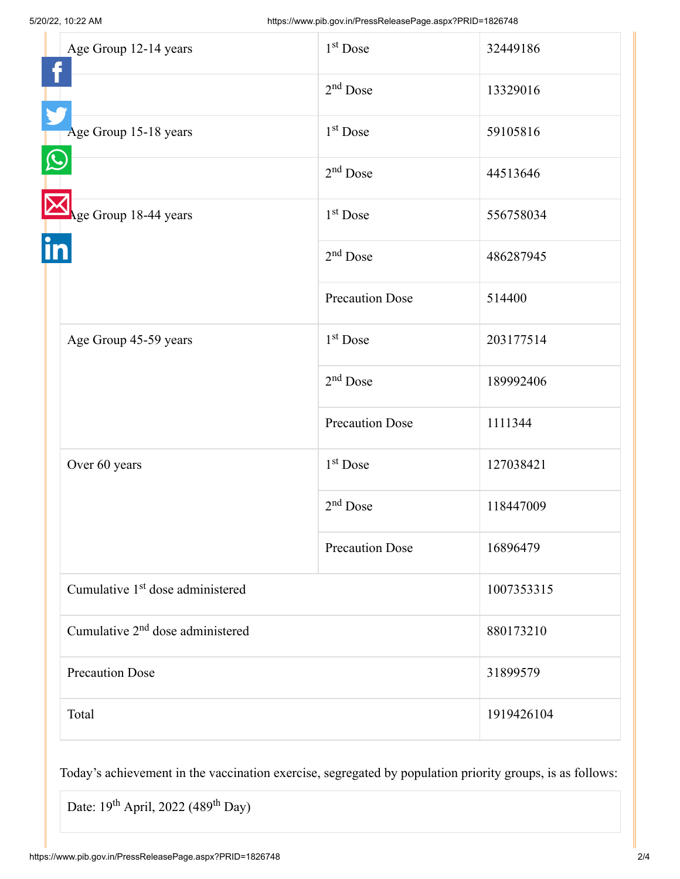| | | |
|---|---|---|
| Age Group 12-14 years | 1st Dose | 32449186 |
| | 2nd Dose | 13329016 |
| Age Group 15-18 years | 1st Dose | 59105816 |
| | 2nd Dose | 44513646 |
| Age Group 18-44 years | 1st Dose | 556758034 |
| | 2nd Dose | 486287945 |
| | Precaution Dose | 514400 |
| Age Group 45-59 years | 1st Dose | 203177514 |
| | 2nd Dose | 189992406 |
| | Precaution Dose | 1111344 |
| Over 60 years | 1st Dose | 127038421 |
| | 2nd Dose | 118447009 |
| | Precaution Dose | 16896479 |
| Cumulative 1st dose administered | | 1007353315 |
| Cumulative 2nd dose administered | | 880173210 |
| Precaution Dose | | 31899579 |
| Total | | 1919426104 |

Today's achievement in the vaccination exercise, segregated by population priority groups, is as follows:

| Date: 19th April, 2022 (489th Day) |
|---|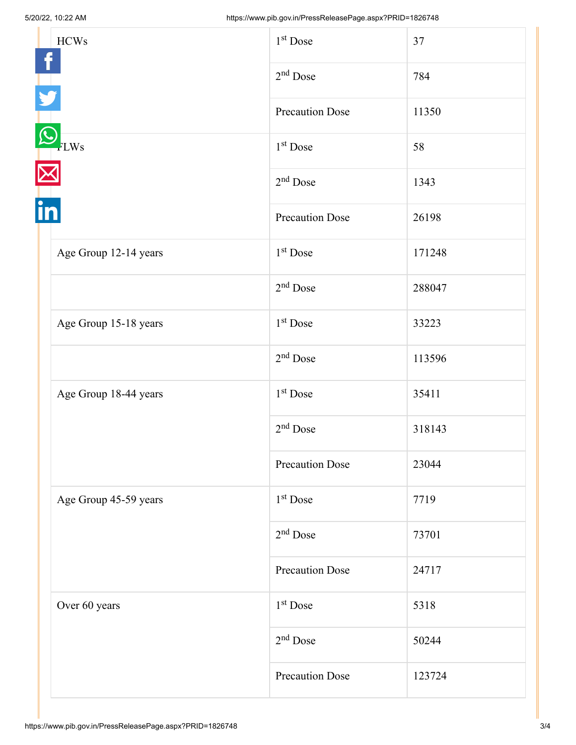| | | |
|---|---|---|
| HCWs | 1st Dose | 37 |
| | 2nd Dose | 784 |
| | Precaution Dose | 11350 |
| FLWs | 1st Dose | 58 |
| | 2nd Dose | 1343 |
| | Precaution Dose | 26198 |
| Age Group 12-14 years | 1st Dose | 171248 |
| | 2nd Dose | 288047 |
| Age Group 15-18 years | 1st Dose | 33223 |
| | 2nd Dose | 113596 |
| Age Group 18-44 years | 1st Dose | 35411 |
| | 2nd Dose | 318143 |
| | Precaution Dose | 23044 |
| Age Group 45-59 years | 1st Dose | 7719 |
| | 2nd Dose | 73701 |
| | Precaution Dose | 24717 |
| Over 60 years | 1st Dose | 5318 |
| | 2nd Dose | 50244 |
| | Precaution Dose | 123724 |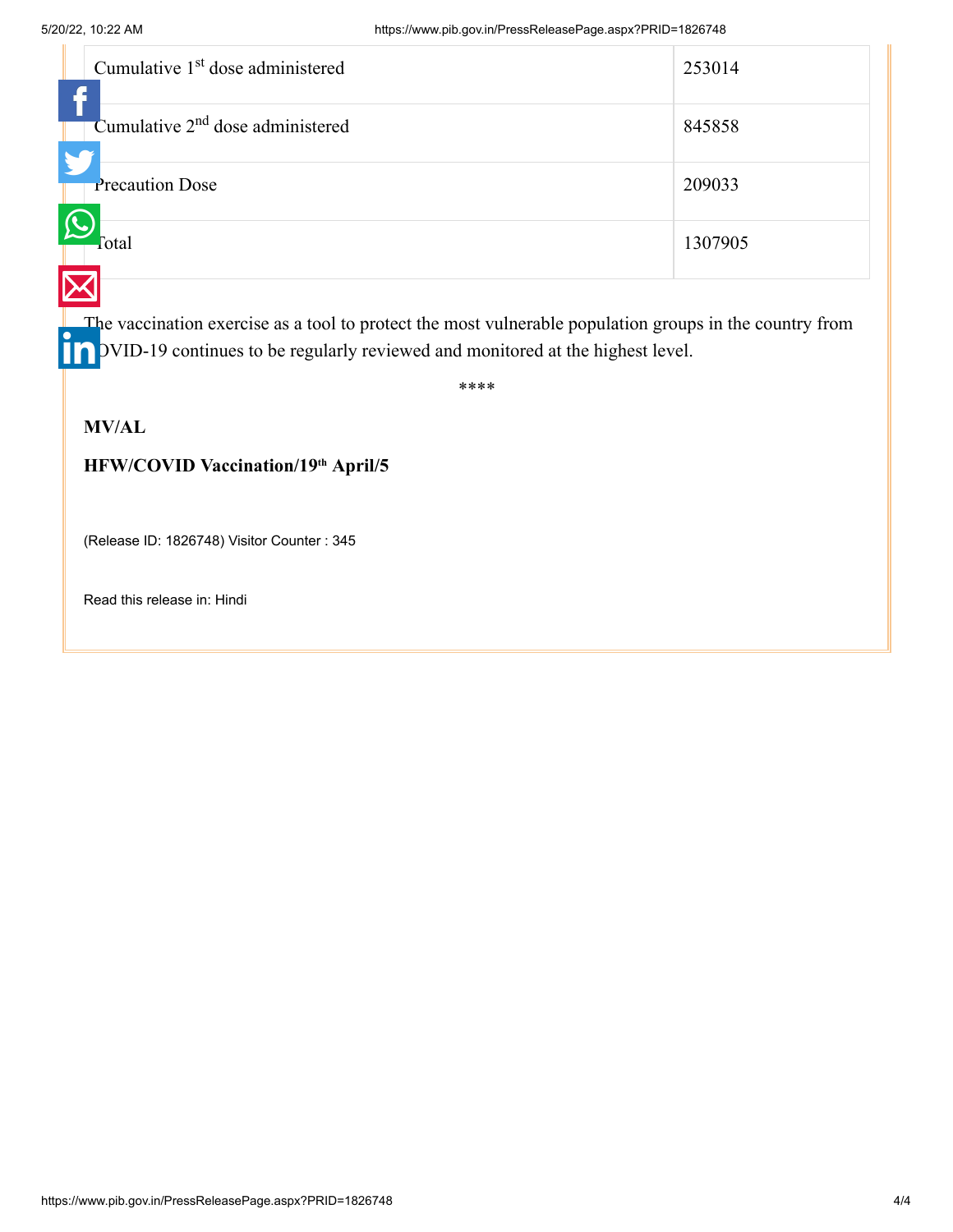| | |
|---|---|
| Cumulative 1st dose administered | 253014 |
| Cumulative 2nd dose administered | 845858 |
| Precaution Dose | 209033 |
| Total | 1307905 |

The vaccination exercise as a tool to protect the most vulnerable population groups in the country from COVID-19 continues to be regularly reviewed and monitored at the highest level.

****

**MV/AL**

**HFW/COVID Vaccination/19th April/5**

(Release ID: 1826748) Visitor Counter : 345

Read this release in: Hindi